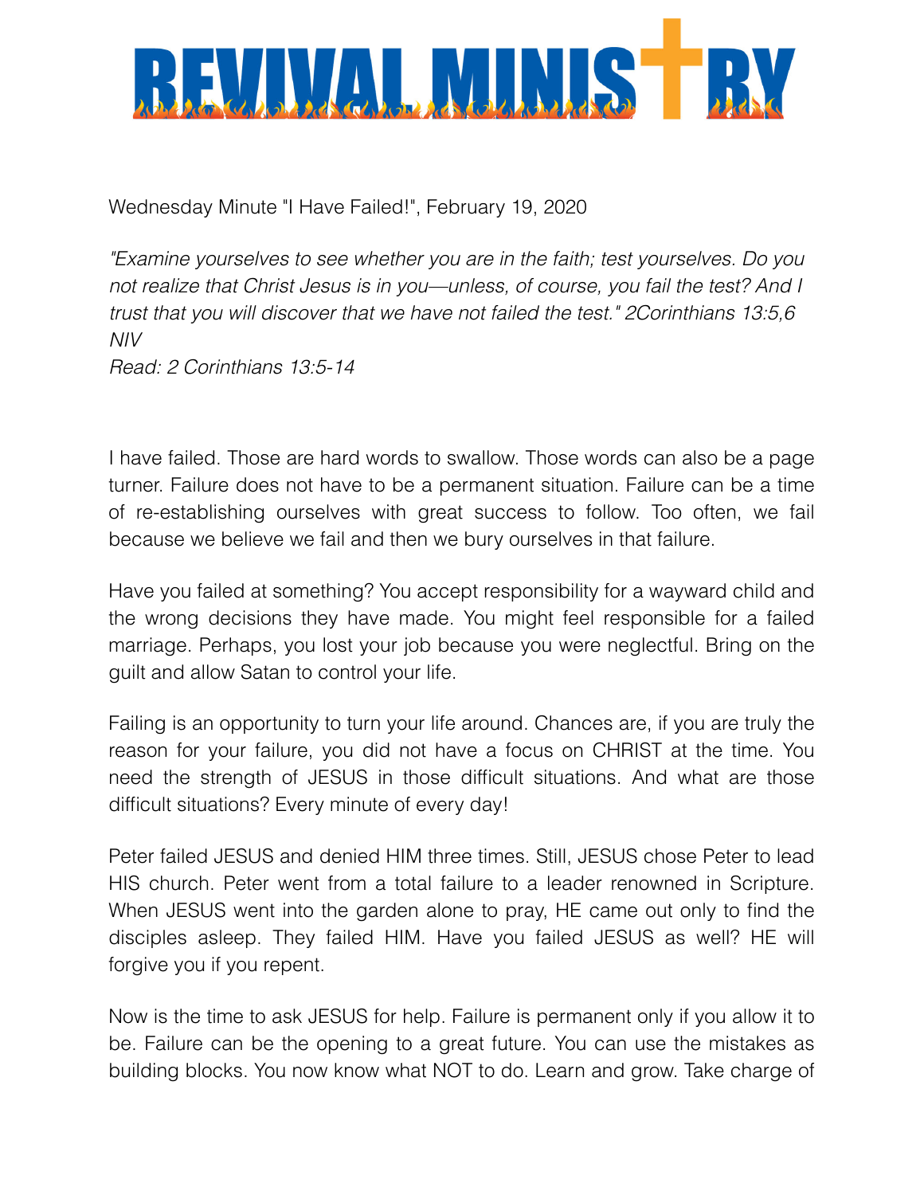# REVIVAL MINISTRY

Wednesday Minute "I Have Failed!", February 19, 2020

*"Examine yourselves to see whether you are in the faith; test yourselves. Do you not realize that Christ Jesus is in you—unless, of course, you fail the test? And I trust that you will discover that we have not failed the test." 2Corinthians 13:5,6 NIV*
*Read: 2 Corinthians 13:5-14*

I have failed. Those are hard words to swallow. Those words can also be a page turner. Failure does not have to be a permanent situation. Failure can be a time of re-establishing ourselves with great success to follow. Too often, we fail because we believe we fail and then we bury ourselves in that failure.

Have you failed at something? You accept responsibility for a wayward child and the wrong decisions they have made. You might feel responsible for a failed marriage. Perhaps, you lost your job because you were neglectful. Bring on the guilt and allow Satan to control your life.

Failing is an opportunity to turn your life around. Chances are, if you are truly the reason for your failure, you did not have a focus on CHRIST at the time. You need the strength of JESUS in those difficult situations. And what are those difficult situations? Every minute of every day!

Peter failed JESUS and denied HIM three times. Still, JESUS chose Peter to lead HIS church. Peter went from a total failure to a leader renowned in Scripture. When JESUS went into the garden alone to pray, HE came out only to find the disciples asleep. They failed HIM. Have you failed JESUS as well? HE will forgive you if you repent.

Now is the time to ask JESUS for help. Failure is permanent only if you allow it to be. Failure can be the opening to a great future. You can use the mistakes as building blocks. You now know what NOT to do. Learn and grow. Take charge of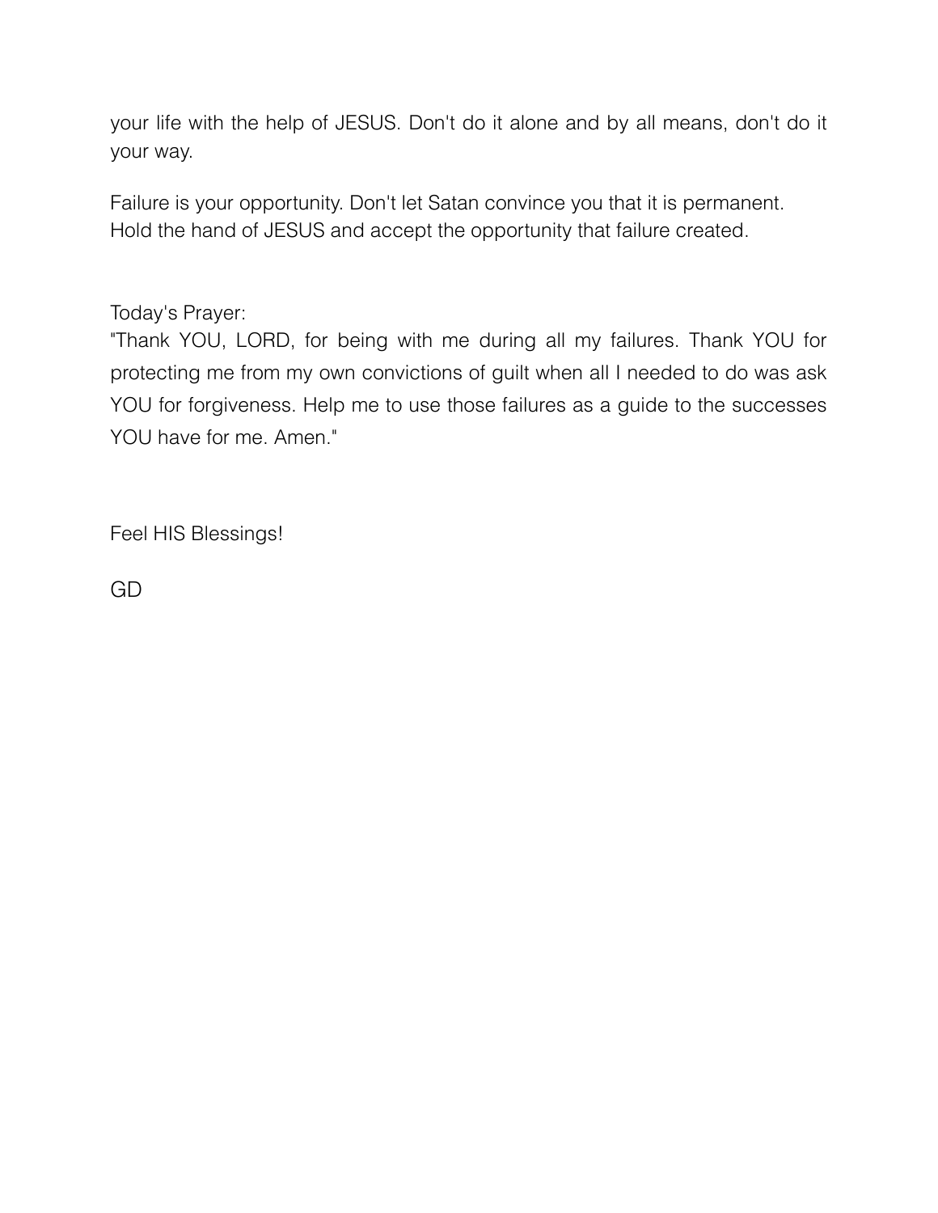your life with the help of JESUS. Don't do it alone and by all means, don't do it your way.

Failure is your opportunity. Don't let Satan convince you that it is permanent. Hold the hand of JESUS and accept the opportunity that failure created.

Today's Prayer:
"Thank YOU, LORD, for being with me during all my failures. Thank YOU for protecting me from my own convictions of guilt when all I needed to do was ask YOU for forgiveness. Help me to use those failures as a guide to the successes YOU have for me. Amen."

Feel HIS Blessings!

GD